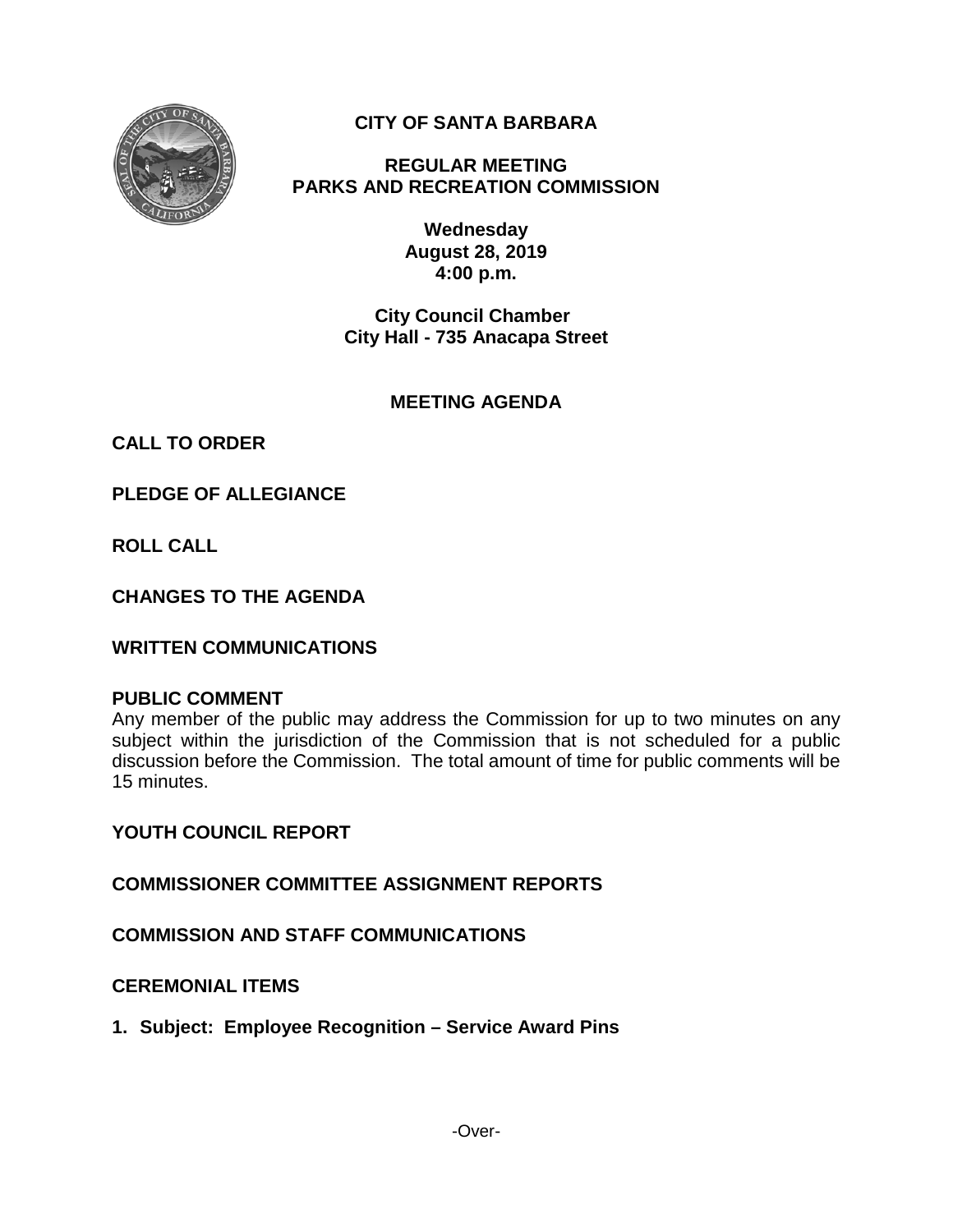# CITY OF SANTA BARBARA

## REGULAR MEETING
## PARKS AND RECREATION COMMISSION

**Wednesday**
**August 28, 2019**
**4:00 p.m.**

**City Council Chamber**
**City Hall - 735 Anacapa Street**

## MEETING AGENDA

**CALL TO ORDER**

**PLEDGE OF ALLEGIANCE**

**ROLL CALL**

**CHANGES TO THE AGENDA**

**WRITTEN COMMUNICATIONS**

**PUBLIC COMMENT**

Any member of the public may address the Commission for up to two minutes on any subject within the jurisdiction of the Commission that is not scheduled for a public discussion before the Commission. The total amount of time for public comments will be 15 minutes.

**YOUTH COUNCIL REPORT**

**COMMISSIONER COMMITTEE ASSIGNMENT REPORTS**

**COMMISSION AND STAFF COMMUNICATIONS**

**CEREMONIAL ITEMS**

**1. Subject: Employee Recognition – Service Award Pins**

-Over-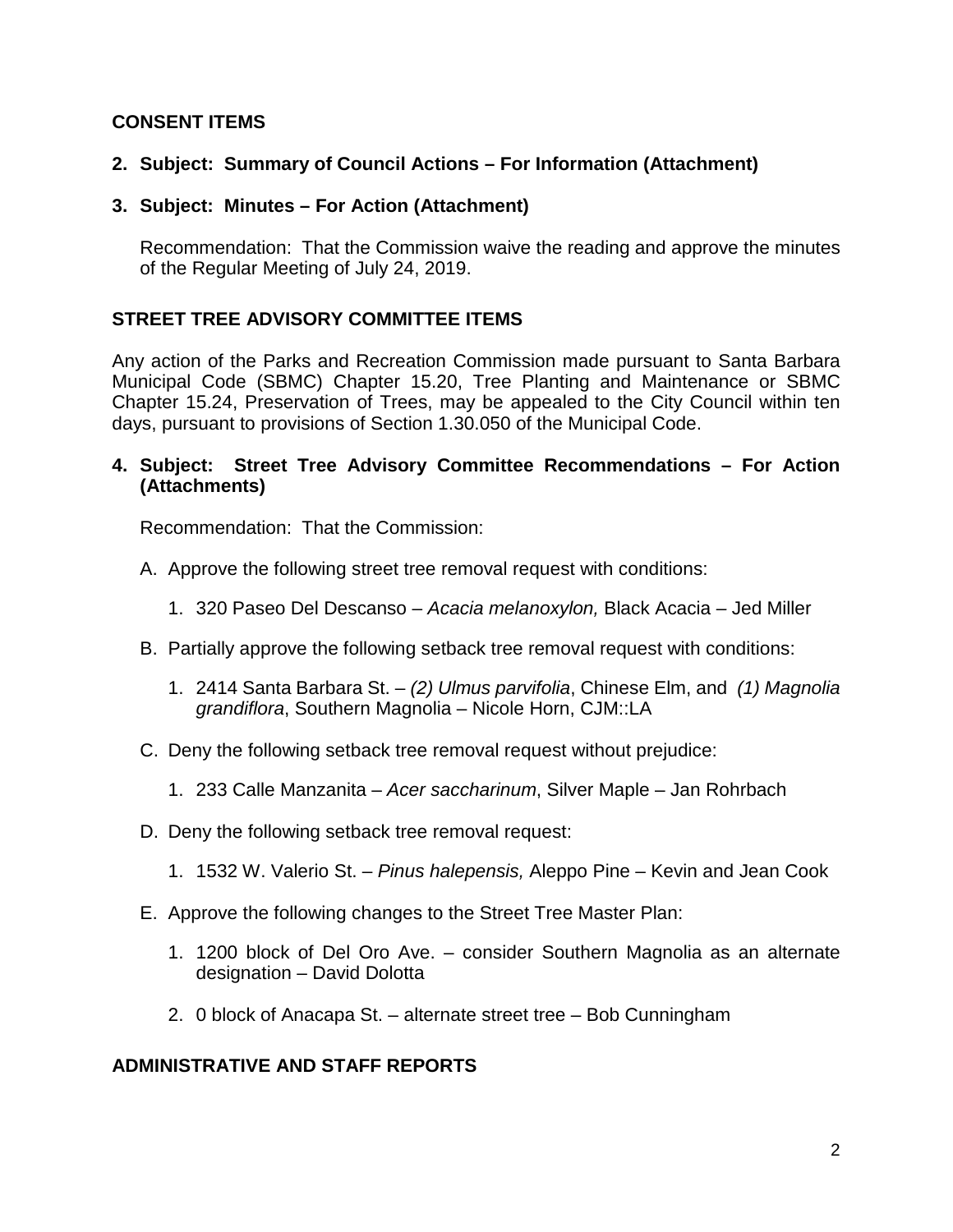## CONSENT ITEMS

**2. Subject: Summary of Council Actions – For Information (Attachment)**

**3. Subject: Minutes – For Action (Attachment)**

Recommendation: That the Commission waive the reading and approve the minutes of the Regular Meeting of July 24, 2019.

## STREET TREE ADVISORY COMMITTEE ITEMS

Any action of the Parks and Recreation Commission made pursuant to Santa Barbara Municipal Code (SBMC) Chapter 15.20, Tree Planting and Maintenance or SBMC Chapter 15.24, Preservation of Trees, may be appealed to the City Council within ten days, pursuant to provisions of Section 1.30.050 of the Municipal Code.

**4. Subject: Street Tree Advisory Committee Recommendations – For Action (Attachments)**

Recommendation: That the Commission:

A. Approve the following street tree removal request with conditions:

1. 320 Paseo Del Descanso – *Acacia melanoxylon,* Black Acacia – Jed Miller

B. Partially approve the following setback tree removal request with conditions:

1. 2414 Santa Barbara St. – *(2) Ulmus parvifolia*, Chinese Elm, and *(1) Magnolia grandiflora*, Southern Magnolia – Nicole Horn, CJM::LA

C. Deny the following setback tree removal request without prejudice:

1. 233 Calle Manzanita – *Acer saccharinum*, Silver Maple – Jan Rohrbach

D. Deny the following setback tree removal request:

1. 1532 W. Valerio St. – *Pinus halepensis,* Aleppo Pine – Kevin and Jean Cook

E. Approve the following changes to the Street Tree Master Plan:

1. 1200 block of Del Oro Ave. – consider Southern Magnolia as an alternate designation – David Dolotta
2. 0 block of Anacapa St. – alternate street tree – Bob Cunningham

## ADMINISTRATIVE AND STAFF REPORTS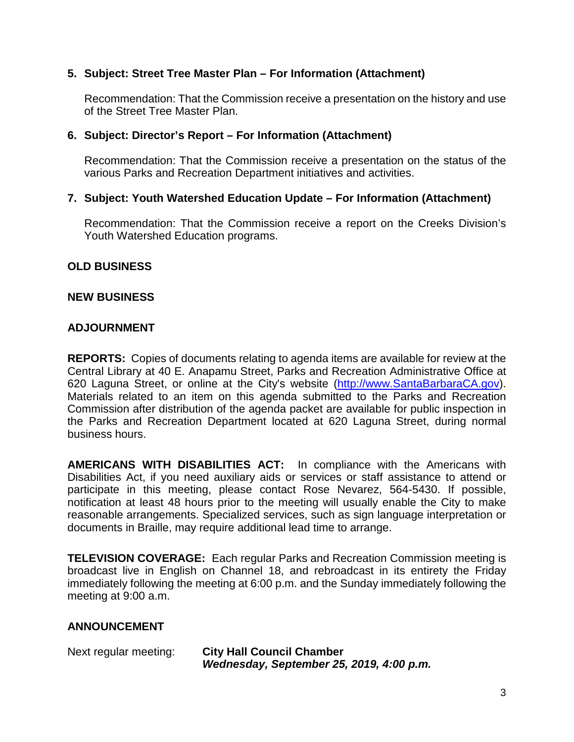5. **Subject: Street Tree Master Plan – For Information (Attachment)**

   Recommendation: That the Commission receive a presentation on the history and use of the Street Tree Master Plan.

6. **Subject: Director's Report – For Information (Attachment)**

   Recommendation: That the Commission receive a presentation on the status of the various Parks and Recreation Department initiatives and activities.

7. **Subject: Youth Watershed Education Update – For Information (Attachment)**

   Recommendation: That the Commission receive a report on the Creeks Division's Youth Watershed Education programs.

**OLD BUSINESS**

**NEW BUSINESS**

**ADJOURNMENT**

**REPORTS:** Copies of documents relating to agenda items are available for review at the Central Library at 40 E. Anapamu Street, Parks and Recreation Administrative Office at 620 Laguna Street, or online at the City's website (http://www.SantaBarbaraCA.gov). Materials related to an item on this agenda submitted to the Parks and Recreation Commission after distribution of the agenda packet are available for public inspection in the Parks and Recreation Department located at 620 Laguna Street, during normal business hours.

**AMERICANS WITH DISABILITIES ACT:** In compliance with the Americans with Disabilities Act, if you need auxiliary aids or services or staff assistance to attend or participate in this meeting, please contact Rose Nevarez, 564-5430. If possible, notification at least 48 hours prior to the meeting will usually enable the City to make reasonable arrangements. Specialized services, such as sign language interpretation or documents in Braille, may require additional lead time to arrange.

**TELEVISION COVERAGE:** Each regular Parks and Recreation Commission meeting is broadcast live in English on Channel 18, and rebroadcast in its entirety the Friday immediately following the meeting at 6:00 p.m. and the Sunday immediately following the meeting at 9:00 a.m.

**ANNOUNCEMENT**

Next regular meeting: **City Hall Council Chamber**
***Wednesday, September 25, 2019, 4:00 p.m.***